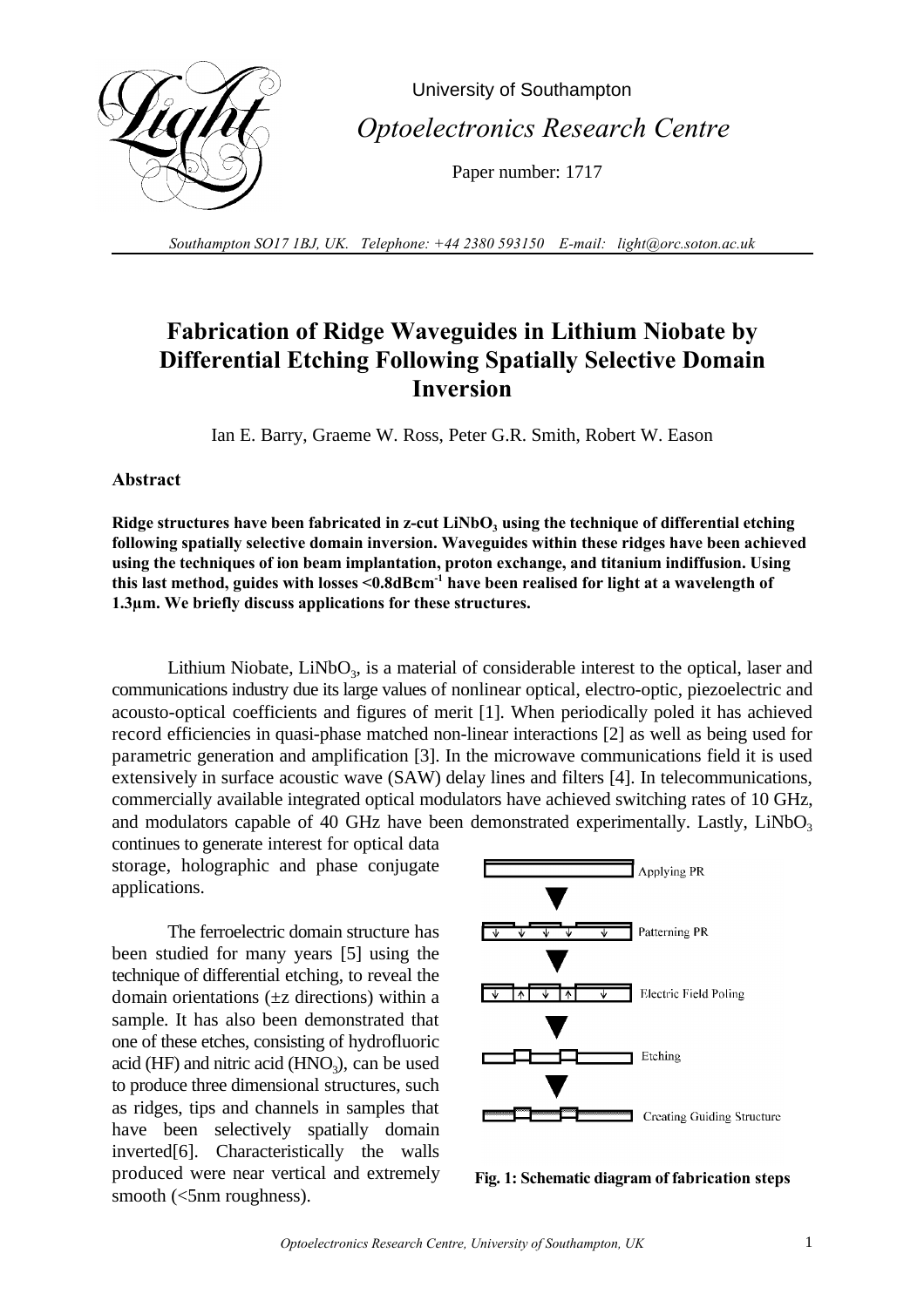University of Southampton

*Optoelectronics Research Centre*

Paper number: 1717

*Southampton SO17 1BJ, UK. Telephone: +44 2380 593150 E-mail: light@orc.soton.ac.uk*

# Fabrication of Ridge Waveguides in Lithium Niobate by Differential Etching Following Spatially Selective Domain Inversion

Ian E. Barry, Graeme W. Ross, Peter G.R. Smith, Robert W. Eason

## Abstract

**Ridge structures have been fabricated in z-cut $LiNbO_3$ using the technique of differential etching following spatially selective domain inversion. Waveguides within these ridges have been achieved using the techniques of ion beam implantation, proton exchange, and titanium indiffusion. Using this last method, guides with losses <0.8dBcm$^{-1}$ have been realised for light at a wavelength of 1.3µm. We briefly discuss applications for these structures.**

Lithium Niobate, $LiNbO_3$, is a material of considerable interest to the optical, laser and communications industry due its large values of nonlinear optical, electro-optic, piezoelectric and acousto-optical coefficients and figures of merit [1]. When periodically poled it has achieved record efficiencies in quasi-phase matched non-linear interactions [2] as well as being used for parametric generation and amplification [3]. In the microwave communications field it is used extensively in surface acoustic wave (SAW) delay lines and filters [4]. In telecommunications, commercially available integrated optical modulators have achieved switching rates of 10 GHz, and modulators capable of 40 GHz have been demonstrated experimentally. Lastly, $LiNbO_3$ continues to generate interest for optical data storage, holographic and phase conjugate applications.

The ferroelectric domain structure has been studied for many years [5] using the technique of differential etching, to reveal the domain orientations (±z directions) within a sample. It has also been demonstrated that one of these etches, consisting of hydrofluoric acid (HF) and nitric acid ($HNO_3$), can be used to produce three dimensional structures, such as ridges, tips and channels in samples that have been selectively spatially domain inverted[6]. Characteristically the walls produced were near vertical and extremely smooth (<5nm roughness).

Applying PR

Patterning PR

Electric Field Poling

Etching

Creating Guiding Structure

**Fig. 1: Schematic diagram of fabrication steps**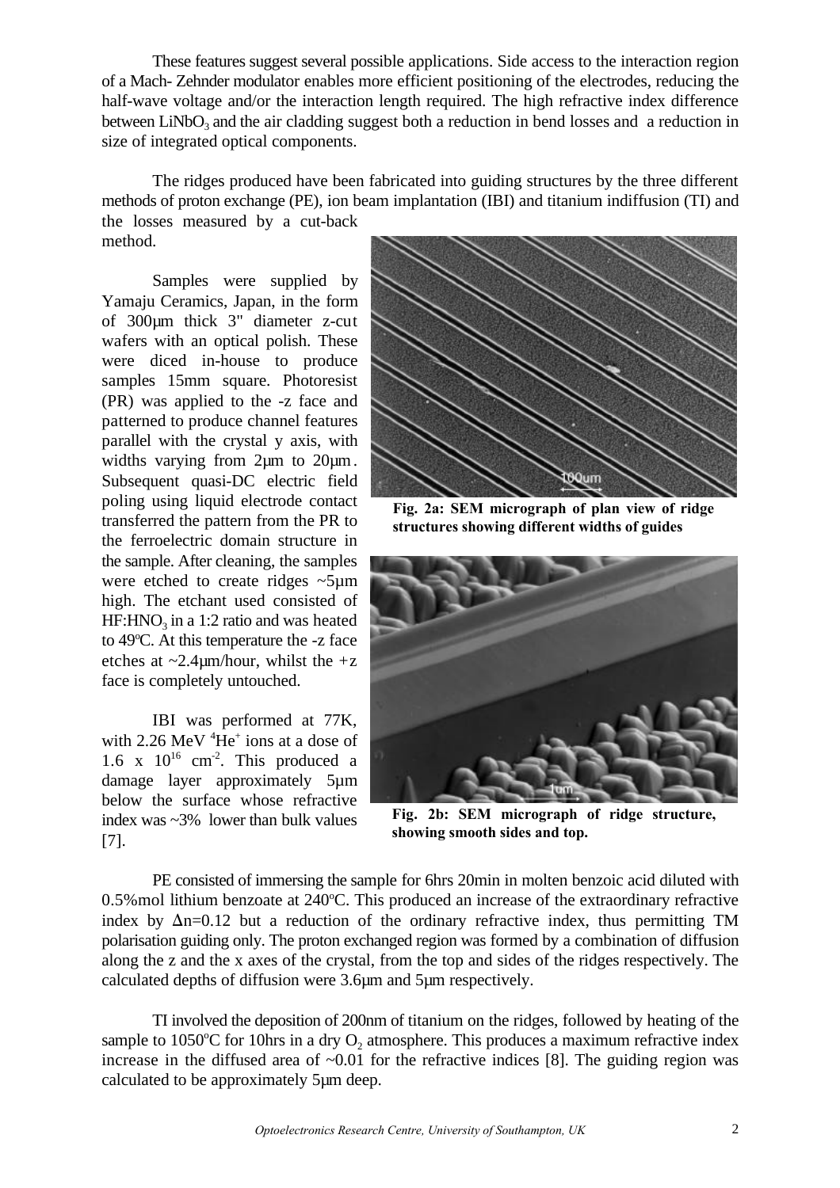These features suggest several possible applications. Side access to the interaction region of a Mach- Zehnder modulator enables more efficient positioning of the electrodes, reducing the half-wave voltage and/or the interaction length required. The high refractive index difference between $LiNbO_3$ and the air cladding suggest both a reduction in bend losses and a reduction in size of integrated optical components.

The ridges produced have been fabricated into guiding structures by the three different methods of proton exchange (PE), ion beam implantation (IBI) and titanium indiffusion (TI) and the losses measured by a cut-back method.

Samples were supplied by Yamaju Ceramics, Japan, in the form of 300μm thick 3" diameter z-cut wafers with an optical polish. These were diced in-house to produce samples 15mm square. Photoresist (PR) was applied to the -z face and patterned to produce channel features parallel with the crystal y axis, with widths varying from 2μm to 20μm. Subsequent quasi-DC electric field poling using liquid electrode contact transferred the pattern from the PR to the ferroelectric domain structure in the sample. After cleaning, the samples were etched to create ridges ~5μm high. The etchant used consisted of $HF:HNO_3$ in a 1:2 ratio and was heated to 49ºC. At this temperature the -z face etches at ~2.4μm/hour, whilst the +z face is completely untouched.

**Fig. 2a: SEM micrograph of plan view of ridge structures showing different widths of guides**

**Fig. 2b: SEM micrograph of ridge structure, showing smooth sides and top.**

IBI was performed at 77K, with 2.26 MeV $^4He^+$ ions at a dose of $1.6 \times 10^{16}$ cm$^{-2}$. This produced a damage layer approximately 5μm below the surface whose refractive index was ~3% lower than bulk values [7].

PE consisted of immersing the sample for 6hrs 20min in molten benzoic acid diluted with 0.5%mol lithium benzoate at 240ºC. This produced an increase of the extraordinary refractive index by $\Delta n=0.12$ but a reduction of the ordinary refractive index, thus permitting TM polarisation guiding only. The proton exchanged region was formed by a combination of diffusion along the z and the x axes of the crystal, from the top and sides of the ridges respectively. The calculated depths of diffusion were 3.6μm and 5μm respectively.

TI involved the deposition of 200nm of titanium on the ridges, followed by heating of the sample to 1050ºC for 10hrs in a dry $O_2$ atmosphere. This produces a maximum refractive index increase in the diffused area of ~0.01 for the refractive indices [8]. The guiding region was calculated to be approximately 5μm deep.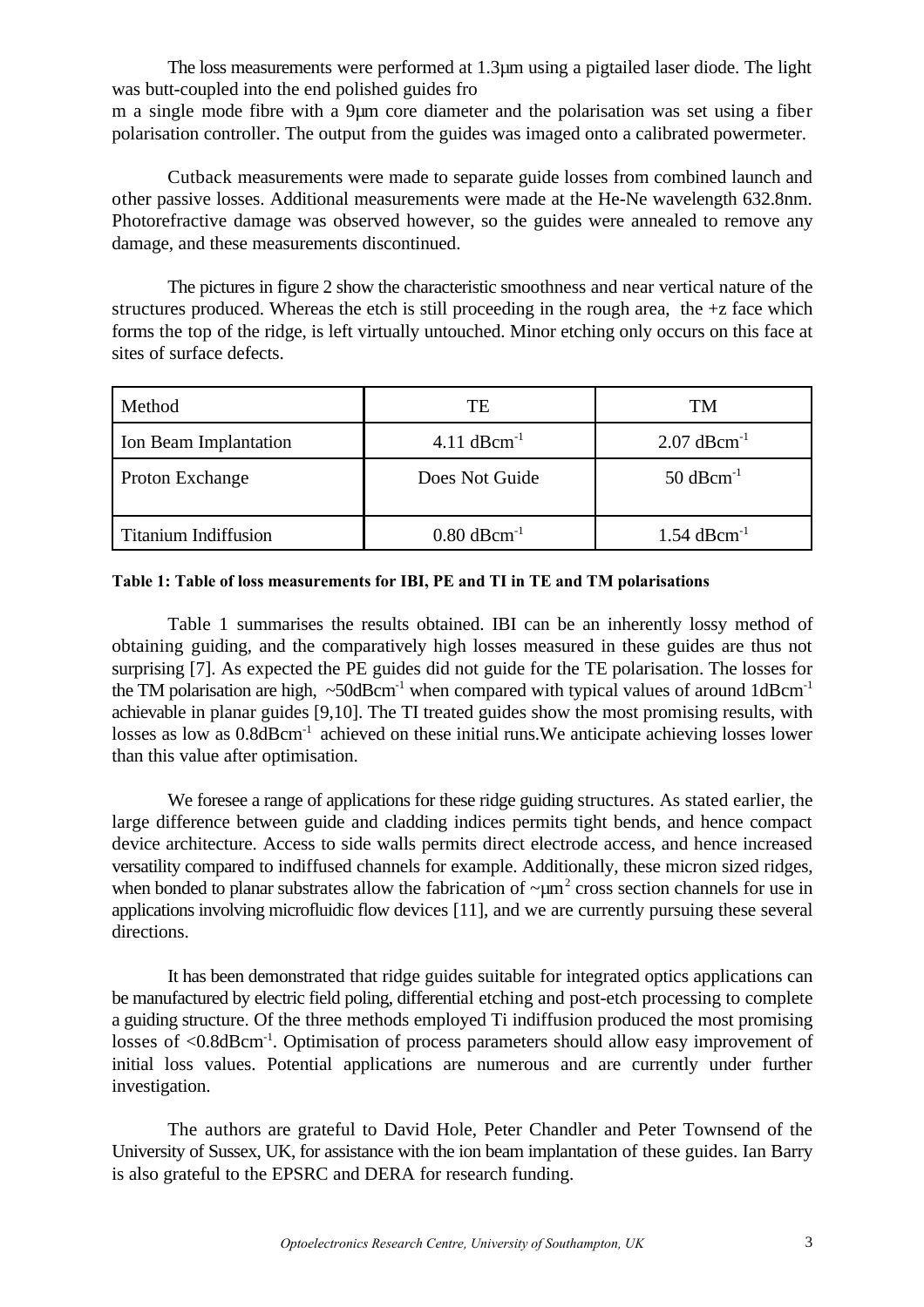The loss measurements were performed at 1.3µm using a pigtailed laser diode. The light was butt-coupled into the end polished guides fro
m a single mode fibre with a 9µm core diameter and the polarisation was set using a fiber polarisation controller. The output from the guides was imaged onto a calibrated powermeter.

Cutback measurements were made to separate guide losses from combined launch and other passive losses. Additional measurements were made at the He-Ne wavelength 632.8nm. Photorefractive damage was observed however, so the guides were annealed to remove any damage, and these measurements discontinued.

The pictures in figure 2 show the characteristic smoothness and near vertical nature of the structures produced. Whereas the etch is still proceeding in the rough area, the +z face which forms the top of the ridge, is left virtually untouched. Minor etching only occurs on this face at sites of surface defects.

| Method | TE | TM |
| --- | --- | --- |
| Ion Beam Implantation | 4.11 $dBcm^{-1}$ | 2.07 $dBcm^{-1}$ |
| Proton Exchange | Does Not Guide | 50 $dBcm^{-1}$ |
| Titanium Indiffusion | 0.80 $dBcm^{-1}$ | 1.54 $dBcm^{-1}$ |

**Table 1: Table of loss measurements for IBI, PE and TI in TE and TM polarisations**

Table 1 summarises the results obtained. IBI can be an inherently lossy method of obtaining guiding, and the comparatively high losses measured in these guides are thus not surprising [7]. As expected the PE guides did not guide for the TE polarisation. The losses for the TM polarisation are high, ~50$dBcm^{-1}$ when compared with typical values of around 1$dBcm^{-1}$ achievable in planar guides [9,10]. The TI treated guides show the most promising results, with losses as low as 0.8$dBcm^{-1}$ achieved on these initial runs.We anticipate achieving losses lower than this value after optimisation.

We foresee a range of applications for these ridge guiding structures. As stated earlier, the large difference between guide and cladding indices permits tight bends, and hence compact device architecture. Access to side walls permits direct electrode access, and hence increased versatility compared to indiffused channels for example. Additionally, these micron sized ridges, when bonded to planar substrates allow the fabrication of ~$\mu m^2$ cross section channels for use in applications involving microfluidic flow devices [11], and we are currently pursuing these several directions.

It has been demonstrated that ridge guides suitable for integrated optics applications can be manufactured by electric field poling, differential etching and post-etch processing to complete a guiding structure. Of the three methods employed Ti indiffusion produced the most promising losses of <0.8$dBcm^{-1}$. Optimisation of process parameters should allow easy improvement of initial loss values. Potential applications are numerous and are currently under further investigation.

The authors are grateful to David Hole, Peter Chandler and Peter Townsend of the University of Sussex, UK, for assistance with the ion beam implantation of these guides. Ian Barry is also grateful to the EPSRC and DERA for research funding.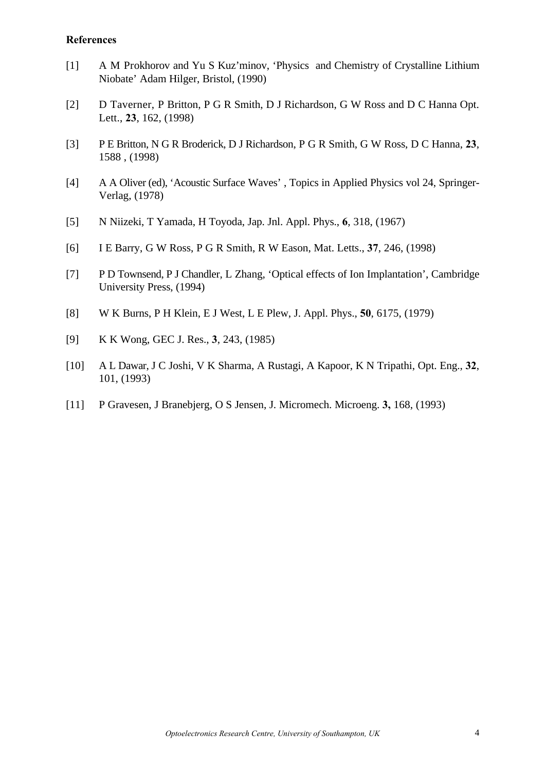**References**

[1] A M Prokhorov and Yu S Kuz'minov, 'Physics and Chemistry of Crystalline Lithium Niobate' Adam Hilger, Bristol, (1990)

[2] D Taverner, P Britton, P G R Smith, D J Richardson, G W Ross and D C Hanna Opt. Lett., **23**, 162, (1998)

[3] P E Britton, N G R Broderick, D J Richardson, P G R Smith, G W Ross, D C Hanna, **23**, 1588 , (1998)

[4] A A Oliver (ed), 'Acoustic Surface Waves' , Topics in Applied Physics vol 24, Springer-Verlag, (1978)

[5] N Niizeki, T Yamada, H Toyoda, Jap. Jnl. Appl. Phys., **6**, 318, (1967)

[6] I E Barry, G W Ross, P G R Smith, R W Eason, Mat. Letts., **37**, 246, (1998)

[7] P D Townsend, P J Chandler, L Zhang, 'Optical effects of Ion Implantation', Cambridge University Press, (1994)

[8] W K Burns, P H Klein, E J West, L E Plew, J. Appl. Phys., **50**, 6175, (1979)

[9] K K Wong, GEC J. Res., **3**, 243, (1985)

[10] A L Dawar, J C Joshi, V K Sharma, A Rustagi, A Kapoor, K N Tripathi, Opt. Eng., **32**, 101, (1993)

[11] P Gravesen, J Branebjerg, O S Jensen, J. Micromech. Microeng. **3,** 168, (1993)